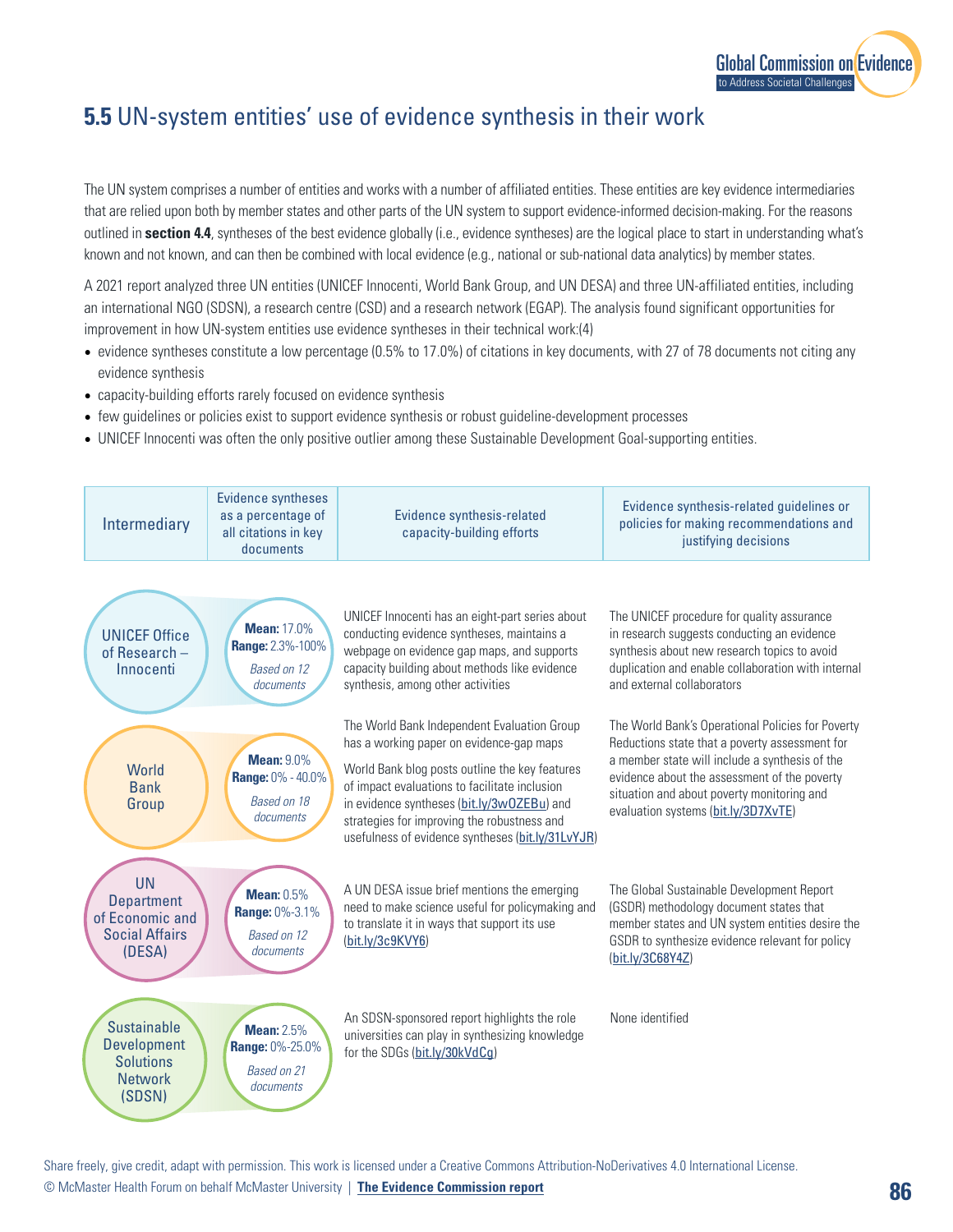## **5.5** UN-system entities' use of evidence synthesis in their work

The UN system comprises a number of entities and works with a number of affiliated entities. These entities are key evidence intermediaries that are relied upon both by member states and other parts of the UN system to support evidence-informed decision-making. For the reasons outlined in **section 4.4**, syntheses of the best evidence globally (i.e., evidence syntheses) are the logical place to start in understanding what's known and not known, and can then be combined with local evidence (e.g., national or sub-national data analytics) by member states.

A 2021 report analyzed three UN entities (UNICEF Innocenti, World Bank Group, and UN DESA) and three UN-affiliated entities, including an international NGO (SDSN), a research centre (CSD) and a research network (EGAP). The analysis found significant opportunities for improvement in how UN-system entities use evidence syntheses in their technical work:(4)

- evidence syntheses constitute a low percentage (0.5% to 17.0%) of citations in key documents, with 27 of 78 documents not citing any evidence synthesis
- capacity-building efforts rarely focused on evidence synthesis
- few guidelines or policies exist to support evidence synthesis or robust guideline-development processes
- UNICEF Innocenti was often the only positive outlier among these Sustainable Development Goal-supporting entities.

| Intermediary | Evidence syntheses as a percentage of all citations in key documents | Evidence synthesis-related capacity-building efforts | Evidence synthesis-related guidelines or policies for making recommendations and justifying decisions |
|---|---|---|---|
| UNICEF Office of Research – Innocenti | **Mean:** 17.0% **Range:** 2.3%-100% *Based on 12 documents* | UNICEF Innocenti has an eight-part series about conducting evidence syntheses, maintains a webpage on evidence gap maps, and supports capacity building about methods like evidence synthesis, among other activities | The UNICEF procedure for quality assurance in research suggests conducting an evidence synthesis about new research topics to avoid duplication and enable collaboration with internal and external collaborators |
| World Bank Group | **Mean:** 9.0% **Range:** 0% - 40.0% *Based on 18 documents* | The World Bank Independent Evaluation Group has a working paper on evidence-gap maps<br><br>World Bank blog posts outline the key features of impact evaluations to facilitate inclusion in evidence syntheses (bit.ly/3wOZEBu) and strategies for improving the robustness and usefulness of evidence syntheses (bit.ly/31LvYJR) | The World Bank's Operational Policies for Poverty Reductions state that a poverty assessment for a member state will include a synthesis of the evidence about the assessment of the poverty situation and about poverty monitoring and evaluation systems (bit.ly/3D7XvTE) |
| UN Department of Economic and Social Affairs (DESA) | **Mean:** 0.5% **Range:** 0%-3.1% *Based on 12 documents* | A UN DESA issue brief mentions the emerging need to make science useful for policymaking and to translate it in ways that support its use (bit.ly/3c9KVY6) | The Global Sustainable Development Report (GSDR) methodology document states that member states and UN system entities desire the GSDR to synthesize evidence relevant for policy (bit.ly/3C68Y4Z) |
| Sustainable Development Solutions Network (SDSN) | **Mean:** 2.5% **Range:** 0%-25.0% *Based on 21 documents* | An SDSN-sponsored report highlights the role universities can play in synthesizing knowledge for the SDGs (bit.ly/30kVdCg) | None identified |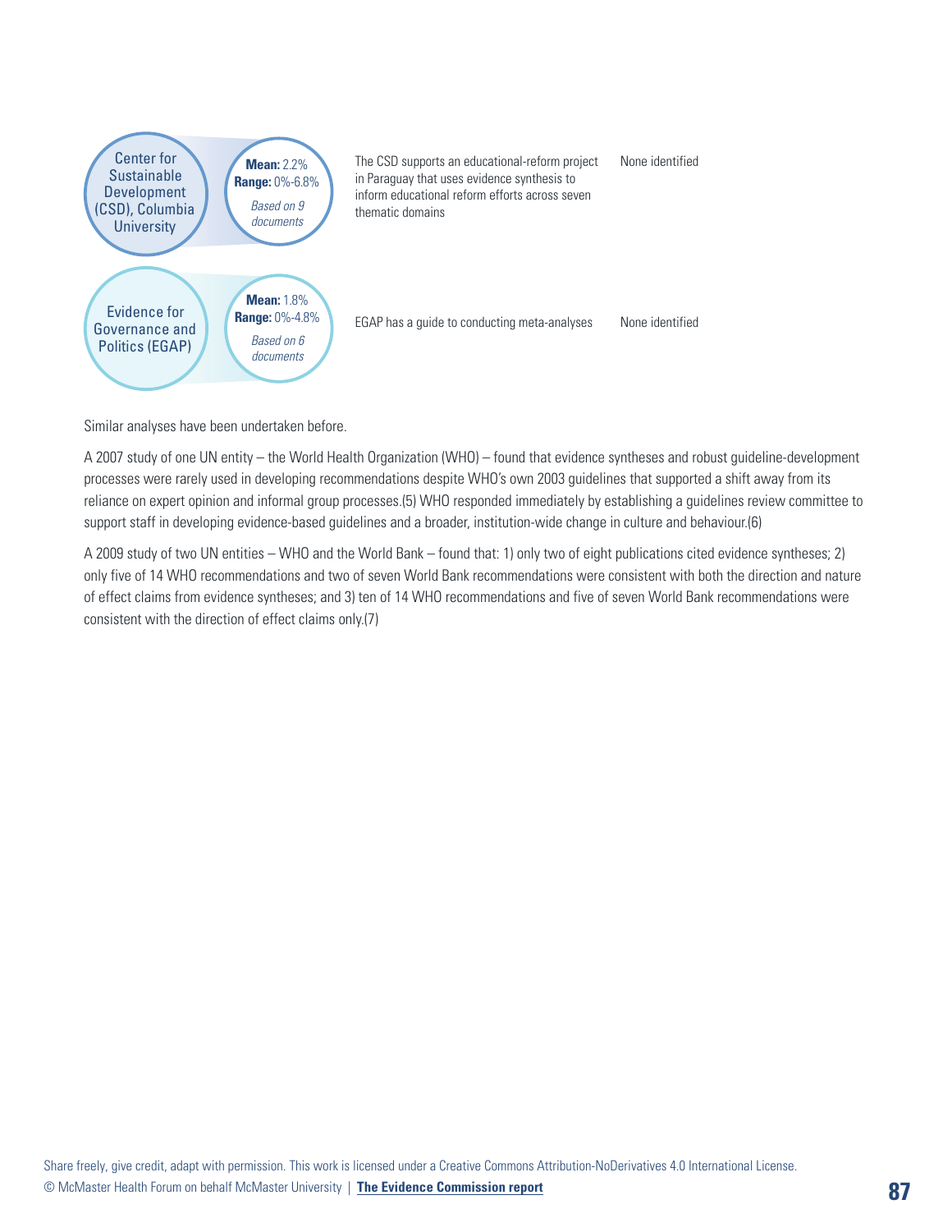| | | | |
|---|---|---|---|
| Center for Sustainable Development (CSD), Columbia University | **Mean:** 2.2% **Range:** 0%-6.8% *Based on 9 documents* | The CSD supports an educational-reform project in Paraguay that uses evidence synthesis to inform educational reform efforts across seven thematic domains | None identified |
| Evidence for Governance and Politics (EGAP) | **Mean:** 1.8% **Range:** 0%-4.8% *Based on 6 documents* | EGAP has a guide to conducting meta-analyses | None identified |

Similar analyses have been undertaken before.

A 2007 study of one UN entity – the World Health Organization (WHO) – found that evidence syntheses and robust guideline-development processes were rarely used in developing recommendations despite WHO's own 2003 guidelines that supported a shift away from its reliance on expert opinion and informal group processes.(5) WHO responded immediately by establishing a guidelines review committee to support staff in developing evidence-based guidelines and a broader, institution-wide change in culture and behaviour.(6)

A 2009 study of two UN entities – WHO and the World Bank – found that: 1) only two of eight publications cited evidence syntheses; 2) only five of 14 WHO recommendations and two of seven World Bank recommendations were consistent with both the direction and nature of effect claims from evidence syntheses; and 3) ten of 14 WHO recommendations and five of seven World Bank recommendations were consistent with the direction of effect claims only.(7)